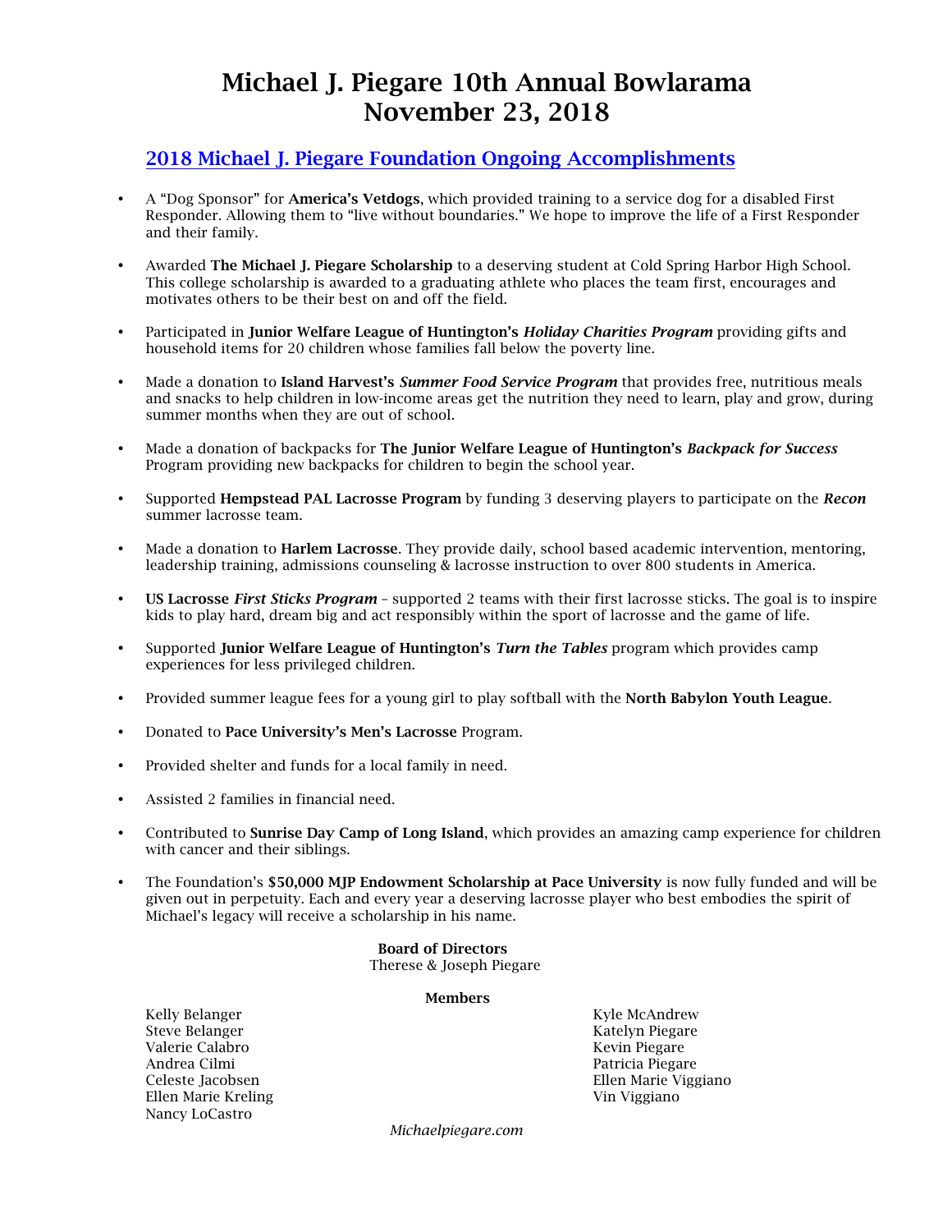# Michael J. Piegare 10th Annual Bowlarama
# November 23, 2018

## 2018 Michael J. Piegare Foundation Ongoing Accomplishments

- A "Dog Sponsor" for **America's Vetdogs**, which provided training to a service dog for a disabled First Responder. Allowing them to "live without boundaries." We hope to improve the life of a First Responder and their family.

- Awarded **The Michael J. Piegare Scholarship** to a deserving student at Cold Spring Harbor High School. This college scholarship is awarded to a graduating athlete who places the team first, encourages and motivates others to be their best on and off the field.

- Participated in **Junior Welfare League of Huntington's** ***Holiday Charities Program*** providing gifts and household items for 20 children whose families fall below the poverty line.

- Made a donation to **Island Harvest's** ***Summer Food Service Program*** that provides free, nutritious meals and snacks to help children in low-income areas get the nutrition they need to learn, play and grow, during summer months when they are out of school.

- Made a donation of backpacks for **The Junior Welfare League of Huntington's** ***Backpack for Success*** Program providing new backpacks for children to begin the school year.

- Supported **Hempstead PAL Lacrosse Program** by funding 3 deserving players to participate on the ***Recon*** summer lacrosse team.

- Made a donation to **Harlem Lacrosse**. They provide daily, school based academic intervention, mentoring, leadership training, admissions counseling & lacrosse instruction to over 800 students in America.

- **US Lacrosse** ***First Sticks Program*** – supported 2 teams with their first lacrosse sticks. The goal is to inspire kids to play hard, dream big and act responsibly within the sport of lacrosse and the game of life.

- Supported **Junior Welfare League of Huntington's** ***Turn the Tables*** program which provides camp experiences for less privileged children.

- Provided summer league fees for a young girl to play softball with the **North Babylon Youth League**.

- Donated to **Pace University's Men's Lacrosse** Program.

- Provided shelter and funds for a local family in need.

- Assisted 2 families in financial need.

- Contributed to **Sunrise Day Camp of Long Island**, which provides an amazing camp experience for children with cancer and their siblings.

- The Foundation's **$50,000 MJP Endowment Scholarship at Pace University** is now fully funded and will be given out in perpetuity. Each and every year a deserving lacrosse player who best embodies the spirit of Michael's legacy will receive a scholarship in his name.

**Board of Directors**

Therese & Joseph Piegare

**Members**

Kelly Belanger
Steve Belanger
Valerie Calabro
Andrea Cilmi
Celeste Jacobsen
Ellen Marie Kreling
Nancy LoCastro
Kyle McAndrew
Katelyn Piegare
Kevin Piegare
Patricia Piegare
Ellen Marie Viggiano
Vin Viggiano

*Michaelpiegare.com*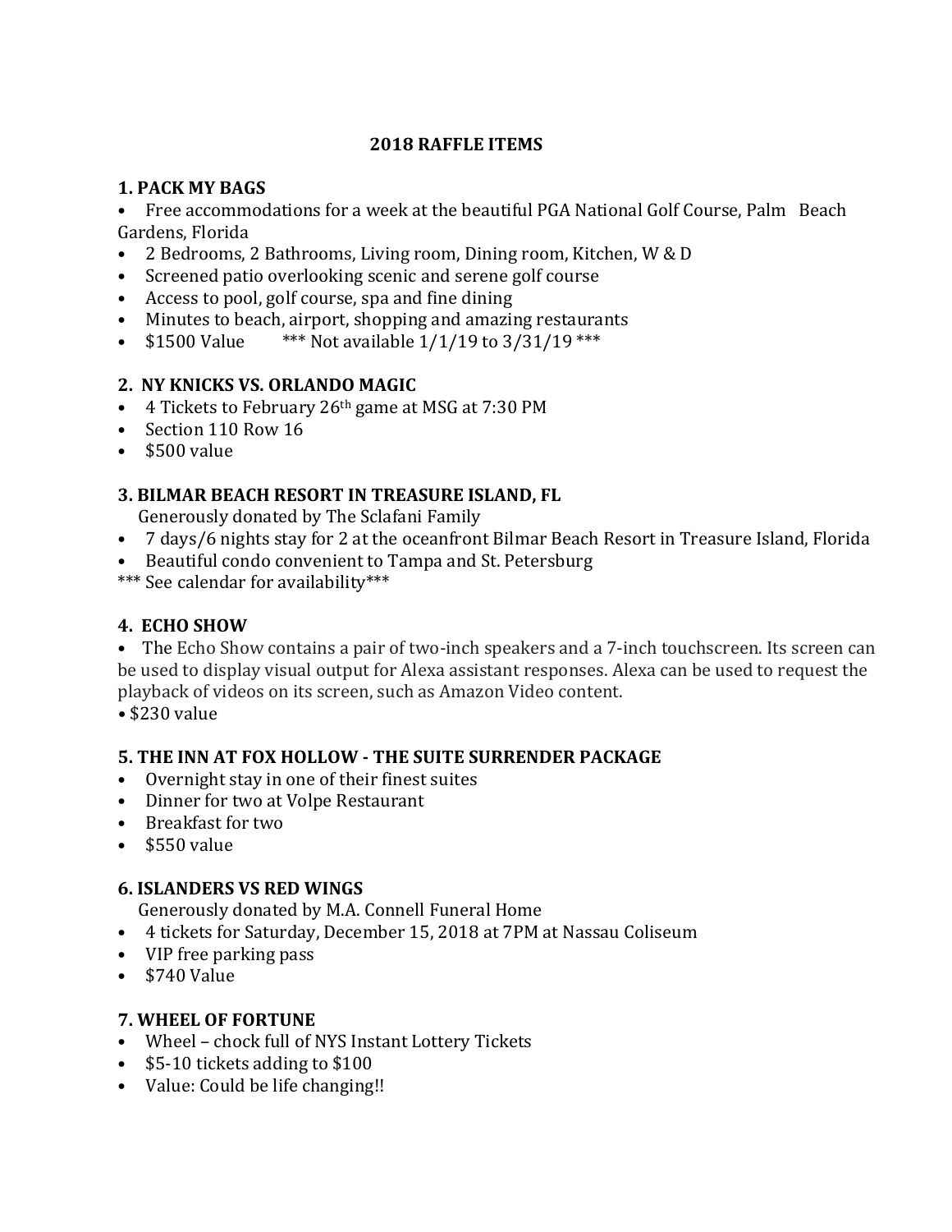# 2018 RAFFLE ITEMS

## 1. PACK MY BAGS

- Free accommodations for a week at the beautiful PGA National Golf Course, Palm Beach Gardens, Florida
- 2 Bedrooms, 2 Bathrooms, Living room, Dining room, Kitchen, W & D
- Screened patio overlooking scenic and serene golf course
- Access to pool, golf course, spa and fine dining
- Minutes to beach, airport, shopping and amazing restaurants
- $1500 Value *** Not available 1/1/19 to 3/31/19 ***

## 2. NY KNICKS VS. ORLANDO MAGIC

- 4 Tickets to February 26th game at MSG at 7:30 PM
- Section 110 Row 16
- $500 value

## 3. BILMAR BEACH RESORT IN TREASURE ISLAND, FL

Generously donated by The Sclafani Family

- 7 days/6 nights stay for 2 at the oceanfront Bilmar Beach Resort in Treasure Island, Florida
- Beautiful condo convenient to Tampa and St. Petersburg

*** See calendar for availability***

## 4. ECHO SHOW

- The Echo Show contains a pair of two-inch speakers and a 7-inch touchscreen. Its screen can be used to display visual output for Alexa assistant responses. Alexa can be used to request the playback of videos on its screen, such as Amazon Video content.
- $230 value

## 5. THE INN AT FOX HOLLOW - THE SUITE SURRENDER PACKAGE

- Overnight stay in one of their finest suites
- Dinner for two at Volpe Restaurant
- Breakfast for two
- $550 value

## 6. ISLANDERS VS RED WINGS

Generously donated by M.A. Connell Funeral Home

- 4 tickets for Saturday, December 15, 2018 at 7PM at Nassau Coliseum
- VIP free parking pass
- $740 Value

## 7. WHEEL OF FORTUNE

- Wheel – chock full of NYS Instant Lottery Tickets
- $5-10 tickets adding to $100
- Value: Could be life changing!!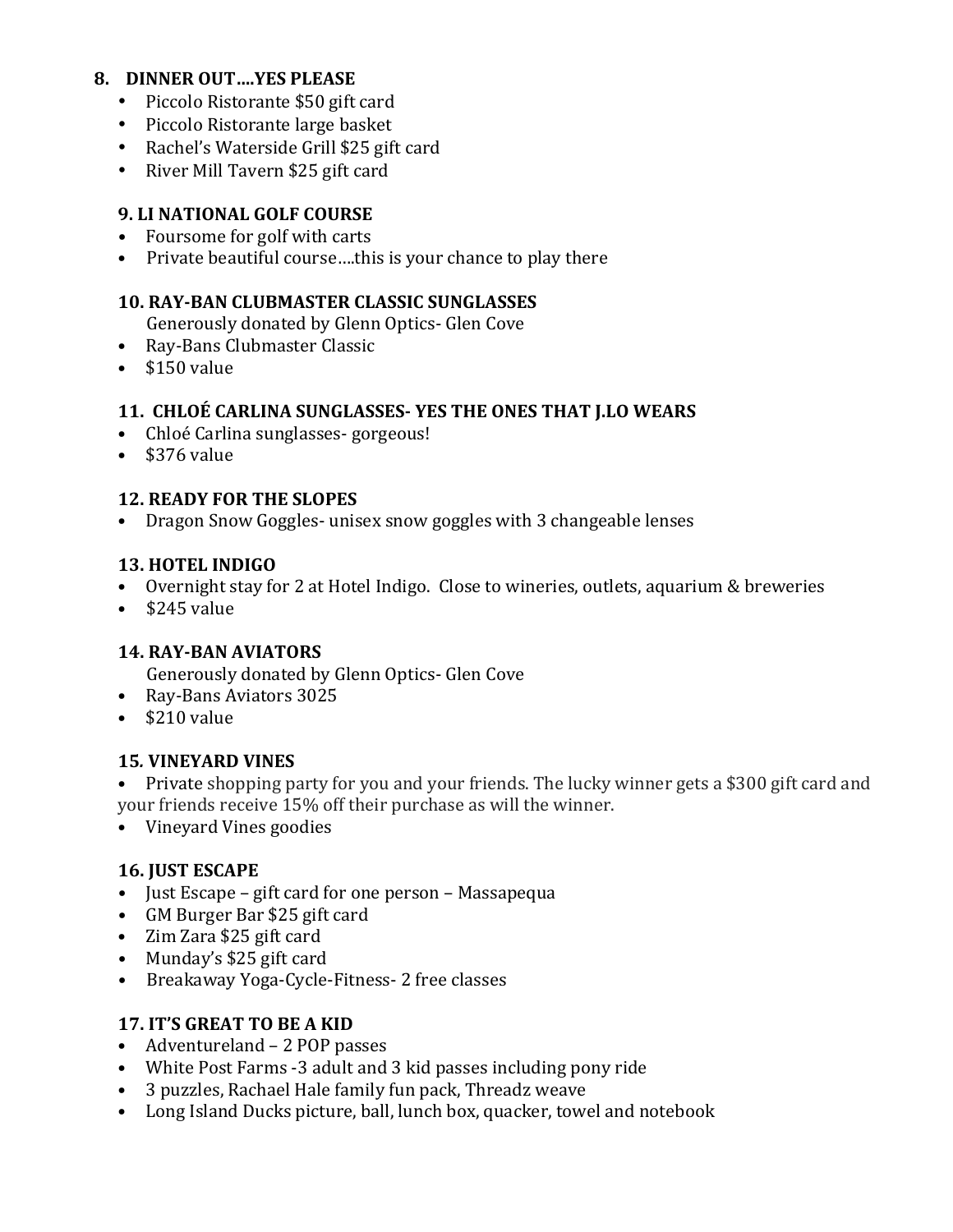### 8. DINNER OUT….YES PLEASE

- Piccolo Ristorante $50 gift card
- Piccolo Ristorante large basket
- Rachel's Waterside Grill $25 gift card
- River Mill Tavern $25 gift card

### 9. LI NATIONAL GOLF COURSE

- Foursome for golf with carts
- Private beautiful course….this is your chance to play there

### 10. RAY-BAN CLUBMASTER CLASSIC SUNGLASSES

Generously donated by Glenn Optics- Glen Cove

- Ray-Bans Clubmaster Classic
- $150 value

### 11. CHLOÉ CARLINA SUNGLASSES- YES THE ONES THAT J.LO WEARS

- Chloé Carlina sunglasses- gorgeous!
- $376 value

### 12. READY FOR THE SLOPES

- Dragon Snow Goggles- unisex snow goggles with 3 changeable lenses

### 13. HOTEL INDIGO

- Overnight stay for 2 at Hotel Indigo. Close to wineries, outlets, aquarium & breweries
- $245 value

### 14. RAY-BAN AVIATORS

Generously donated by Glenn Optics- Glen Cove

- Ray-Bans Aviators 3025
- $210 value

### 15. VINEYARD VINES

- Private shopping party for you and your friends. The lucky winner gets a $300 gift card and your friends receive 15% off their purchase as will the winner.
- Vineyard Vines goodies

### 16. JUST ESCAPE

- Just Escape – gift card for one person – Massapequa
- GM Burger Bar $25 gift card
- Zim Zara $25 gift card
- Munday's $25 gift card
- Breakaway Yoga-Cycle-Fitness- 2 free classes

### 17. IT'S GREAT TO BE A KID

- Adventureland – 2 POP passes
- White Post Farms -3 adult and 3 kid passes including pony ride
- 3 puzzles, Rachael Hale family fun pack, Threadz weave
- Long Island Ducks picture, ball, lunch box, quacker, towel and notebook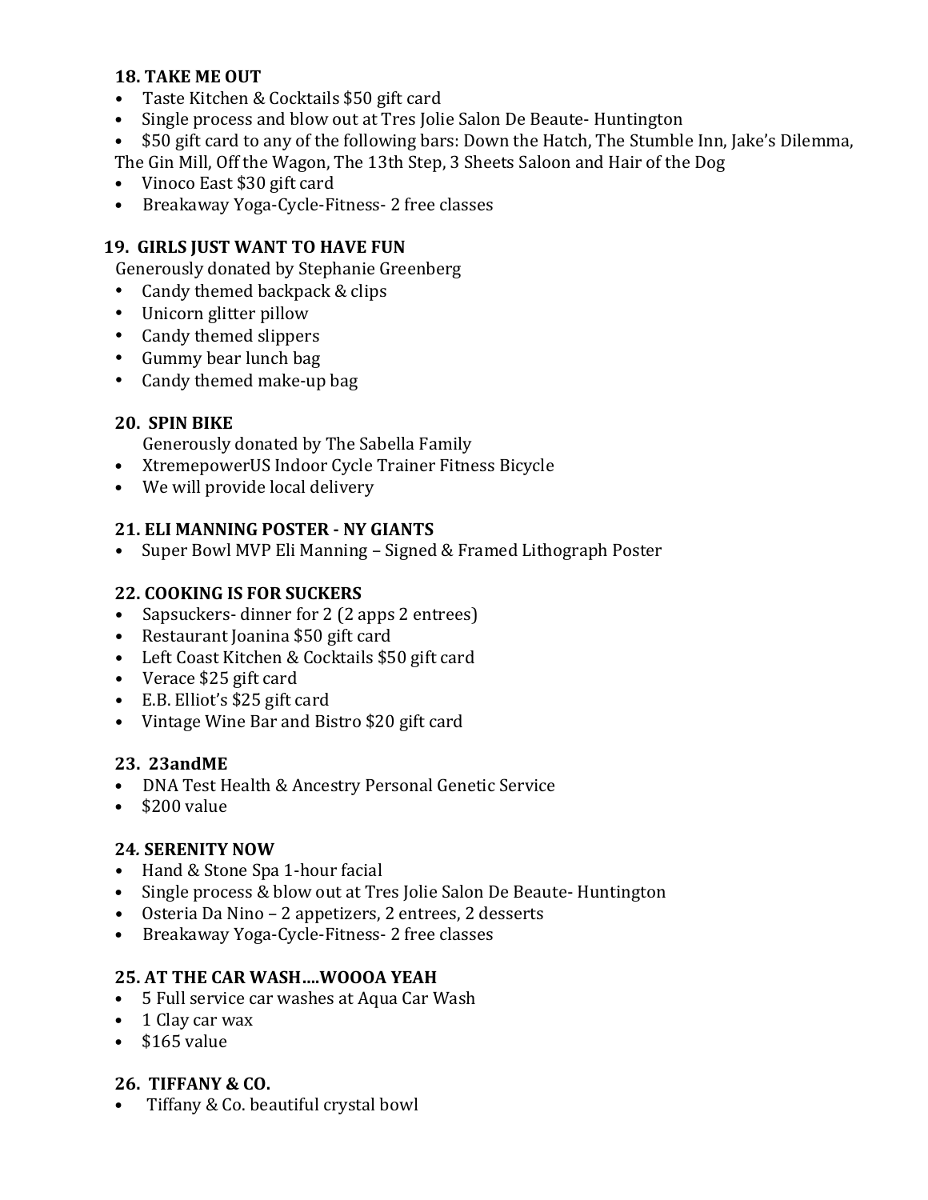**18. TAKE ME OUT**

- Taste Kitchen & Cocktails $50 gift card
- Single process and blow out at Tres Jolie Salon De Beaute- Huntington
- $50 gift card to any of the following bars: Down the Hatch, The Stumble Inn, Jake's Dilemma, The Gin Mill, Off the Wagon, The 13th Step, 3 Sheets Saloon and Hair of the Dog
- Vinoco East $30 gift card
- Breakaway Yoga-Cycle-Fitness- 2 free classes

**19. GIRLS JUST WANT TO HAVE FUN**

Generously donated by Stephanie Greenberg

- Candy themed backpack & clips
- Unicorn glitter pillow
- Candy themed slippers
- Gummy bear lunch bag
- Candy themed make-up bag

**20. SPIN BIKE**

Generously donated by The Sabella Family

- XtremepowerUS Indoor Cycle Trainer Fitness Bicycle
- We will provide local delivery

**21. ELI MANNING POSTER - NY GIANTS**

- Super Bowl MVP Eli Manning – Signed & Framed Lithograph Poster

**22. COOKING IS FOR SUCKERS**

- Sapsuckers- dinner for 2 (2 apps 2 entrees)
- Restaurant Joanina $50 gift card
- Left Coast Kitchen & Cocktails $50 gift card
- Verace $25 gift card
- E.B. Elliot's $25 gift card
- Vintage Wine Bar and Bistro $20 gift card

**23. 23andME**

- DNA Test Health & Ancestry Personal Genetic Service
- $200 value

**24. SERENITY NOW**

- Hand & Stone Spa 1-hour facial
- Single process & blow out at Tres Jolie Salon De Beaute- Huntington
- Osteria Da Nino – 2 appetizers, 2 entrees, 2 desserts
- Breakaway Yoga-Cycle-Fitness- 2 free classes

**25. AT THE CAR WASH....WOOOA YEAH**

- 5 Full service car washes at Aqua Car Wash
- 1 Clay car wax
- $165 value

**26. TIFFANY & CO.**

- Tiffany & Co. beautiful crystal bowl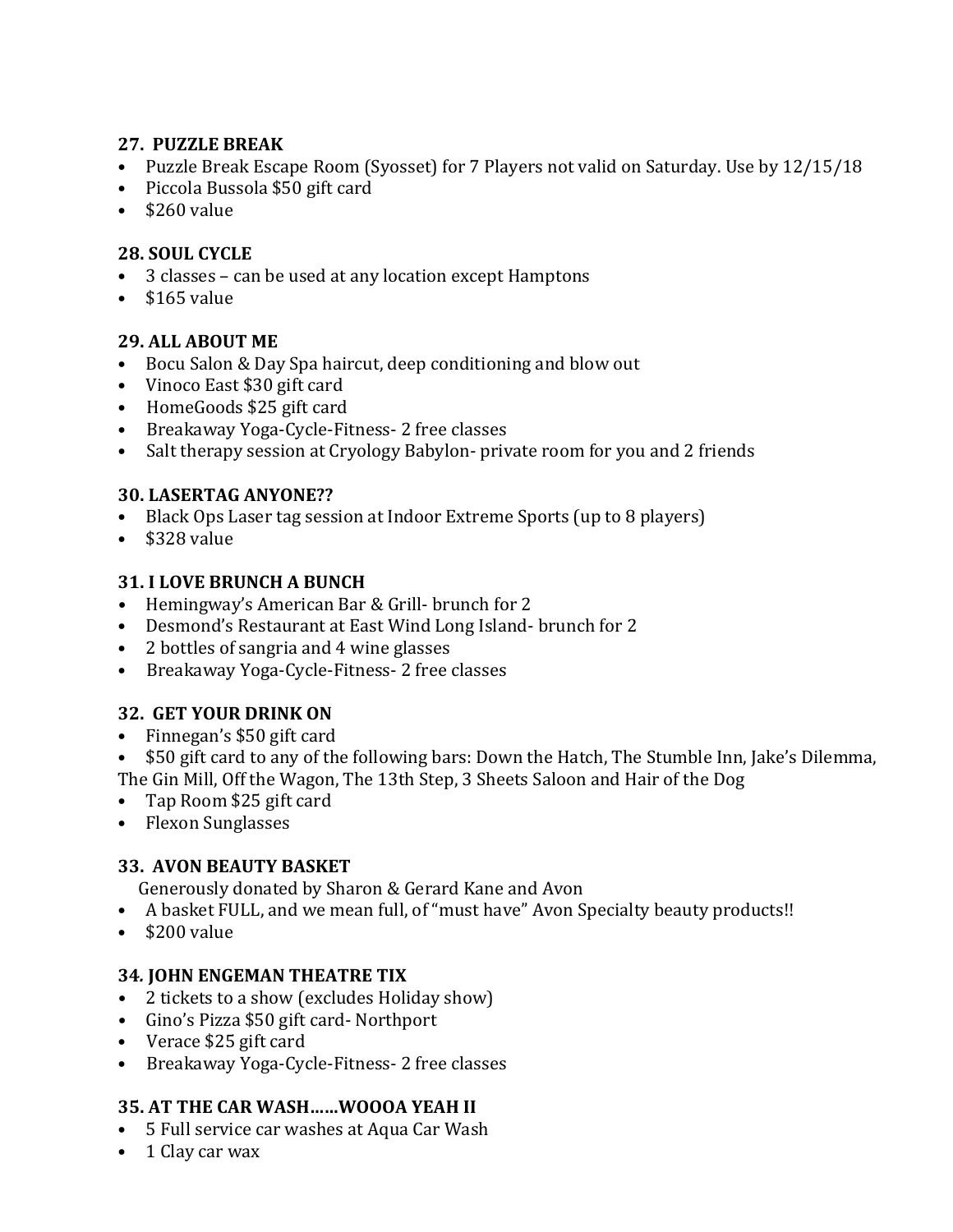### 27. PUZZLE BREAK

- Puzzle Break Escape Room (Syosset) for 7 Players not valid on Saturday. Use by 12/15/18
- Piccola Bussola $50 gift card
- $260 value

### 28. SOUL CYCLE

- 3 classes – can be used at any location except Hamptons
- $165 value

### 29. ALL ABOUT ME

- Bocu Salon & Day Spa haircut, deep conditioning and blow out
- Vinoco East $30 gift card
- HomeGoods $25 gift card
- Breakaway Yoga-Cycle-Fitness- 2 free classes
- Salt therapy session at Cryology Babylon- private room for you and 2 friends

### 30. LASERTAG ANYONE??

- Black Ops Laser tag session at Indoor Extreme Sports (up to 8 players)
- $328 value

### 31. I LOVE BRUNCH A BUNCH

- Hemingway's American Bar & Grill- brunch for 2
- Desmond's Restaurant at East Wind Long Island- brunch for 2
- 2 bottles of sangria and 4 wine glasses
- Breakaway Yoga-Cycle-Fitness- 2 free classes

### 32. GET YOUR DRINK ON

- Finnegan's $50 gift card
- $50 gift card to any of the following bars: Down the Hatch, The Stumble Inn, Jake's Dilemma, The Gin Mill, Off the Wagon, The 13th Step, 3 Sheets Saloon and Hair of the Dog
- Tap Room $25 gift card
- Flexon Sunglasses

### 33. AVON BEAUTY BASKET

Generously donated by Sharon & Gerard Kane and Avon

- A basket FULL, and we mean full, of "must have" Avon Specialty beauty products!!
- $200 value

### 34. JOHN ENGEMAN THEATRE TIX

- 2 tickets to a show (excludes Holiday show)
- Gino's Pizza $50 gift card- Northport
- Verace $25 gift card
- Breakaway Yoga-Cycle-Fitness- 2 free classes

### 35. AT THE CAR WASH……WOOOA YEAH II

- 5 Full service car washes at Aqua Car Wash
- 1 Clay car wax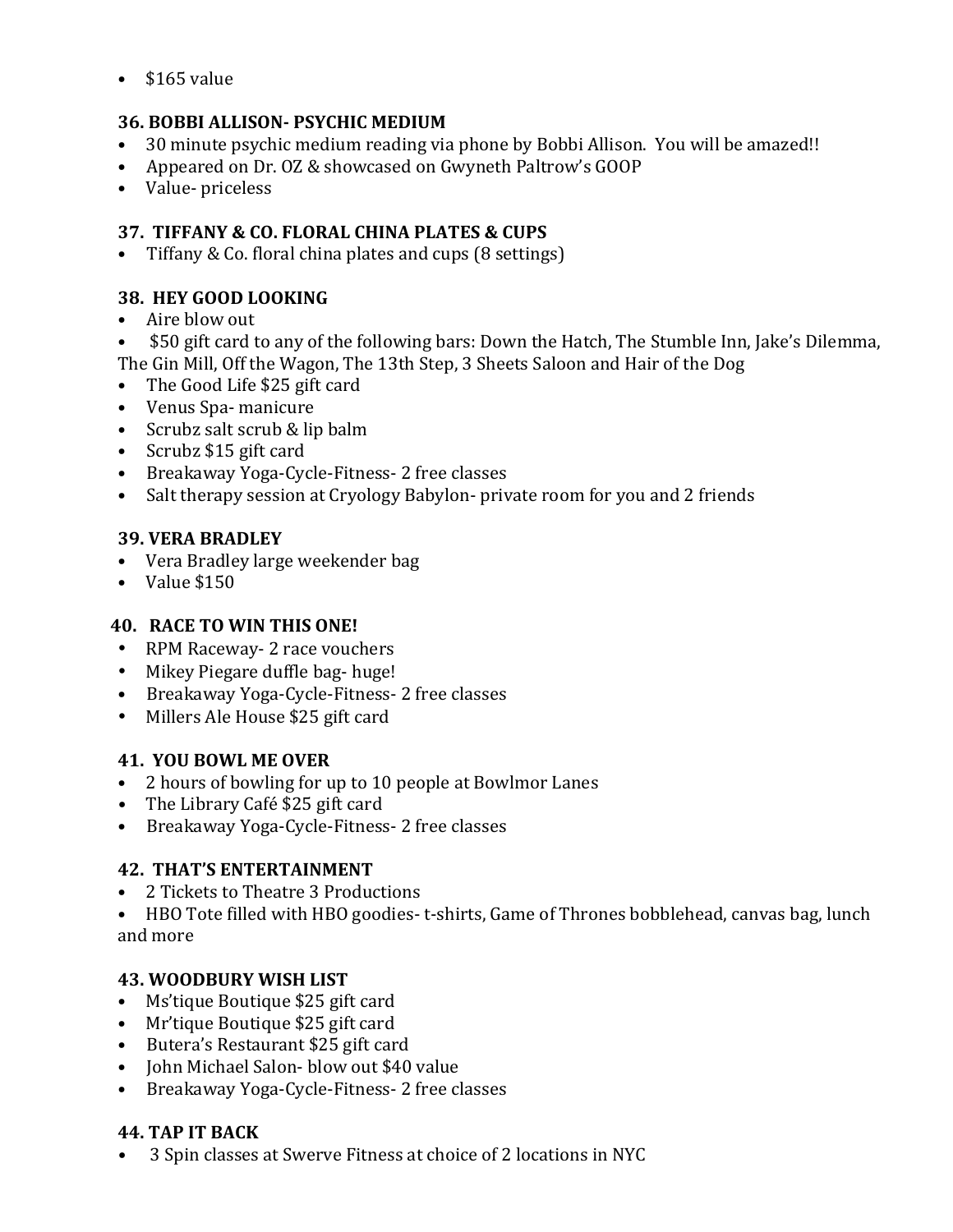- $165 value

### 36. BOBBI ALLISON- PSYCHIC MEDIUM

- 30 minute psychic medium reading via phone by Bobbi Allison. You will be amazed!!
- Appeared on Dr. OZ & showcased on Gwyneth Paltrow's GOOP
- Value- priceless

### 37. TIFFANY & CO. FLORAL CHINA PLATES & CUPS

- Tiffany & Co. floral china plates and cups (8 settings)

### 38. HEY GOOD LOOKING

- Aire blow out
- $50 gift card to any of the following bars: Down the Hatch, The Stumble Inn, Jake's Dilemma, The Gin Mill, Off the Wagon, The 13th Step, 3 Sheets Saloon and Hair of the Dog
- The Good Life $25 gift card
- Venus Spa- manicure
- Scrubz salt scrub & lip balm
- Scrubz $15 gift card
- Breakaway Yoga-Cycle-Fitness- 2 free classes
- Salt therapy session at Cryology Babylon- private room for you and 2 friends

### 39. VERA BRADLEY

- Vera Bradley large weekender bag
- Value $150

### 40. RACE TO WIN THIS ONE!

- RPM Raceway- 2 race vouchers
- Mikey Piegare duffle bag- huge!
- Breakaway Yoga-Cycle-Fitness- 2 free classes
- Millers Ale House $25 gift card

### 41. YOU BOWL ME OVER

- 2 hours of bowling for up to 10 people at Bowlmor Lanes
- The Library Café $25 gift card
- Breakaway Yoga-Cycle-Fitness- 2 free classes

### 42. THAT'S ENTERTAINMENT

- 2 Tickets to Theatre 3 Productions
- HBO Tote filled with HBO goodies- t-shirts, Game of Thrones bobblehead, canvas bag, lunch and more

### 43. WOODBURY WISH LIST

- Ms'tique Boutique $25 gift card
- Mr'tique Boutique $25 gift card
- Butera's Restaurant $25 gift card
- John Michael Salon- blow out $40 value
- Breakaway Yoga-Cycle-Fitness- 2 free classes

### 44. TAP IT BACK

- 3 Spin classes at Swerve Fitness at choice of 2 locations in NYC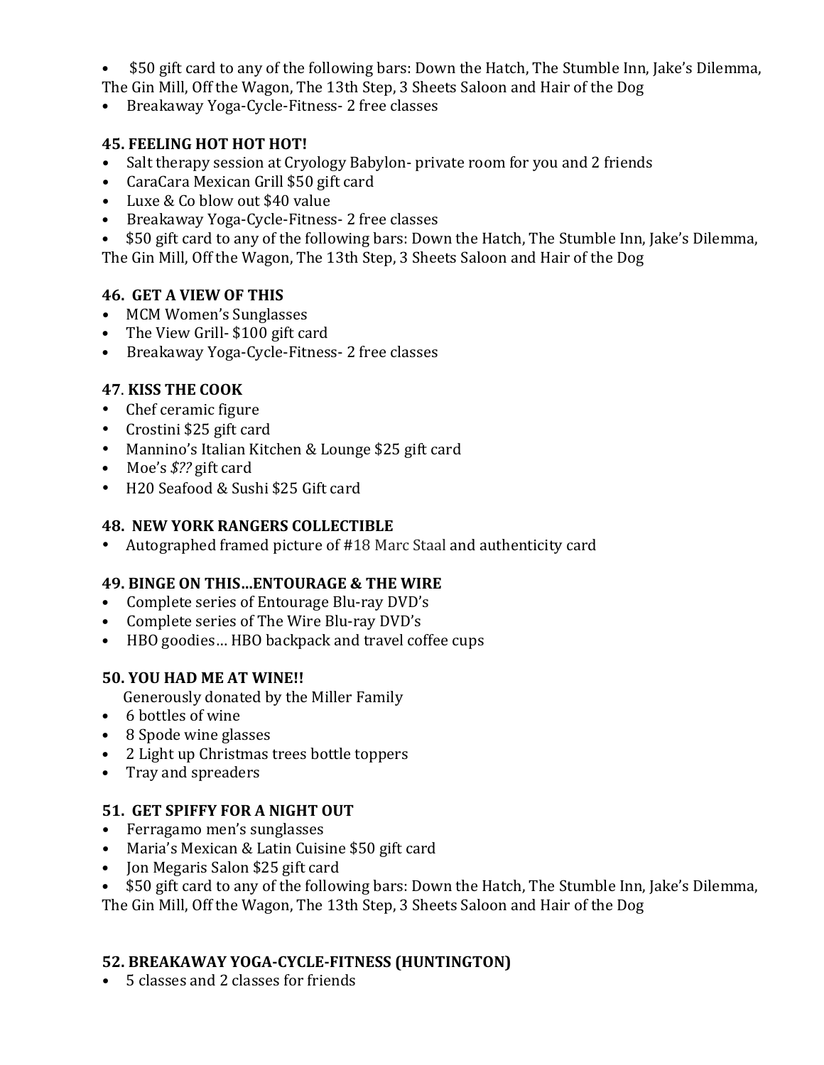- $50 gift card to any of the following bars: Down the Hatch, The Stumble Inn, Jake's Dilemma, The Gin Mill, Off the Wagon, The 13th Step, 3 Sheets Saloon and Hair of the Dog
- Breakaway Yoga-Cycle-Fitness- 2 free classes

### 45. FEELING HOT HOT HOT!

- Salt therapy session at Cryology Babylon- private room for you and 2 friends
- CaraCara Mexican Grill $50 gift card
- Luxe & Co blow out $40 value
- Breakaway Yoga-Cycle-Fitness- 2 free classes
- $50 gift card to any of the following bars: Down the Hatch, The Stumble Inn, Jake's Dilemma, The Gin Mill, Off the Wagon, The 13th Step, 3 Sheets Saloon and Hair of the Dog

### 46. GET A VIEW OF THIS

- MCM Women's Sunglasses
- The View Grill- $100 gift card
- Breakaway Yoga-Cycle-Fitness- 2 free classes

### 47. KISS THE COOK

- Chef ceramic figure
- Crostini $25 gift card
- Mannino's Italian Kitchen & Lounge $25 gift card
- Moe's *$??* gift card
- H20 Seafood & Sushi $25 Gift card

### 48. NEW YORK RANGERS COLLECTIBLE

- Autographed framed picture of #18 Marc Staal and authenticity card

### 49. BINGE ON THIS…ENTOURAGE & THE WIRE

- Complete series of Entourage Blu-ray DVD's
- Complete series of The Wire Blu-ray DVD's
- HBO goodies… HBO backpack and travel coffee cups

### 50. YOU HAD ME AT WINE!!

Generously donated by the Miller Family

- 6 bottles of wine
- 8 Spode wine glasses
- 2 Light up Christmas trees bottle toppers
- Tray and spreaders

### 51. GET SPIFFY FOR A NIGHT OUT

- Ferragamo men's sunglasses
- Maria's Mexican & Latin Cuisine $50 gift card
- Jon Megaris Salon $25 gift card
- $50 gift card to any of the following bars: Down the Hatch, The Stumble Inn, Jake's Dilemma, The Gin Mill, Off the Wagon, The 13th Step, 3 Sheets Saloon and Hair of the Dog

### 52. BREAKAWAY YOGA-CYCLE-FITNESS (HUNTINGTON)

- 5 classes and 2 classes for friends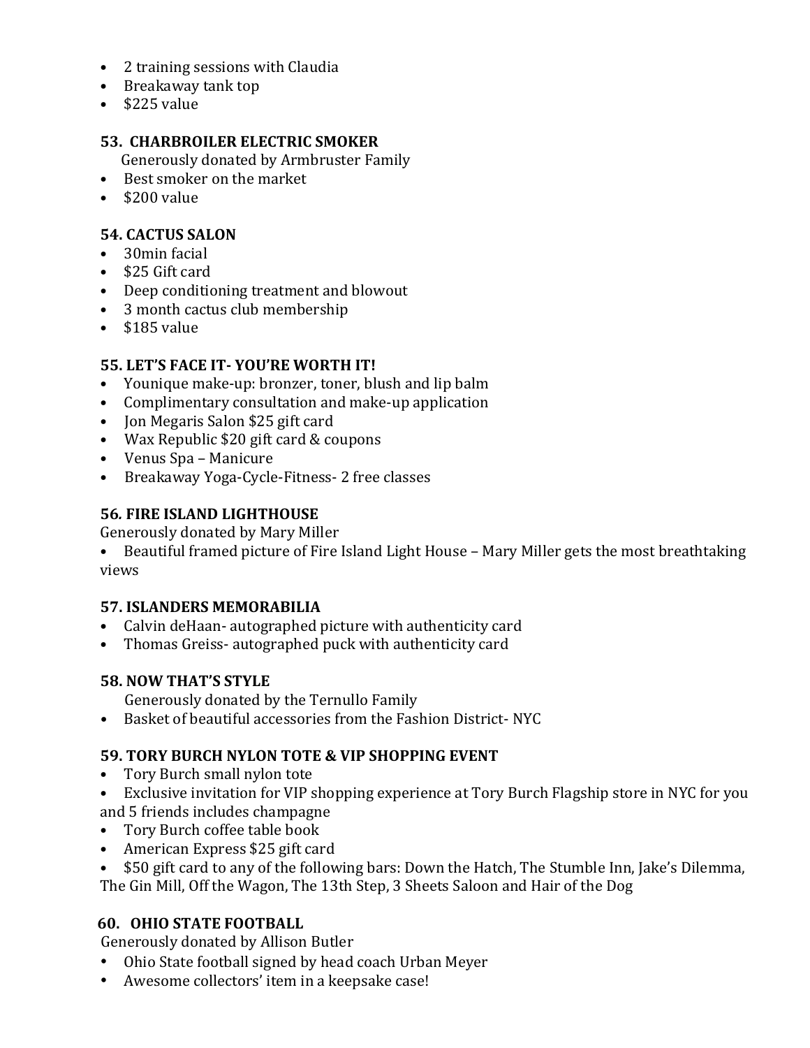- 2 training sessions with Claudia
- Breakaway tank top
- $225 value

### 53. CHARBROILER ELECTRIC SMOKER

Generously donated by Armbruster Family

- Best smoker on the market
- $200 value

### 54. CACTUS SALON

- 30min facial
- $25 Gift card
- Deep conditioning treatment and blowout
- 3 month cactus club membership
- $185 value

### 55. LET'S FACE IT- YOU'RE WORTH IT!

- Younique make-up: bronzer, toner, blush and lip balm
- Complimentary consultation and make-up application
- Jon Megaris Salon $25 gift card
- Wax Republic $20 gift card & coupons
- Venus Spa – Manicure
- Breakaway Yoga-Cycle-Fitness- 2 free classes

### 56. FIRE ISLAND LIGHTHOUSE

Generously donated by Mary Miller

- Beautiful framed picture of Fire Island Light House – Mary Miller gets the most breathtaking views

### 57. ISLANDERS MEMORABILIA

- Calvin deHaan- autographed picture with authenticity card
- Thomas Greiss- autographed puck with authenticity card

### 58. NOW THAT'S STYLE

Generously donated by the Ternullo Family

- Basket of beautiful accessories from the Fashion District- NYC

### 59. TORY BURCH NYLON TOTE & VIP SHOPPING EVENT

- Tory Burch small nylon tote
- Exclusive invitation for VIP shopping experience at Tory Burch Flagship store in NYC for you and 5 friends includes champagne
- Tory Burch coffee table book
- American Express $25 gift card
- $50 gift card to any of the following bars: Down the Hatch, The Stumble Inn, Jake's Dilemma, The Gin Mill, Off the Wagon, The 13th Step, 3 Sheets Saloon and Hair of the Dog

### 60. OHIO STATE FOOTBALL

Generously donated by Allison Butler

- Ohio State football signed by head coach Urban Meyer
- Awesome collectors' item in a keepsake case!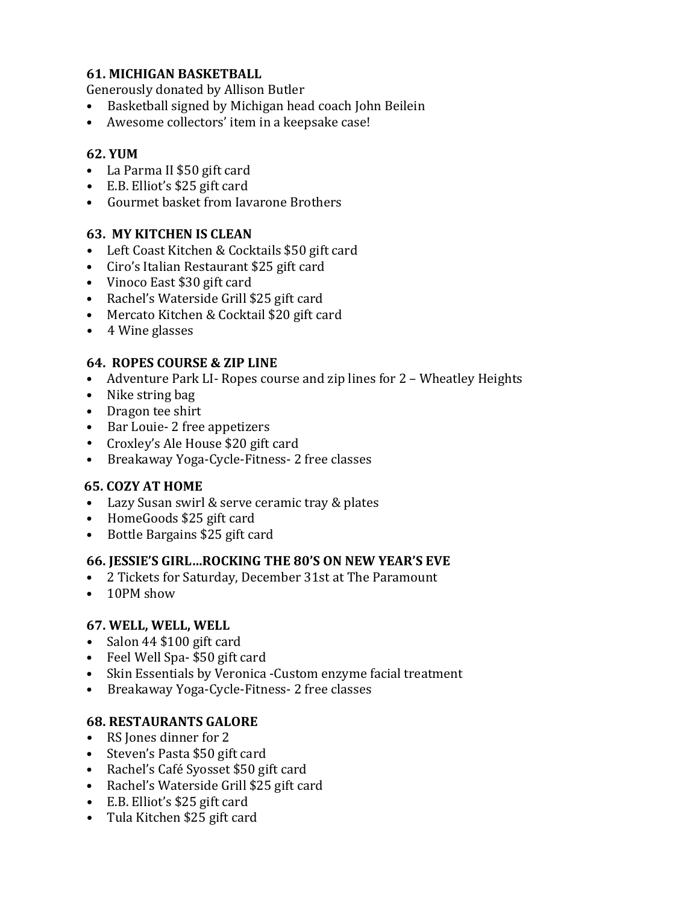**61. MICHIGAN BASKETBALL**

Generously donated by Allison Butler

- Basketball signed by Michigan head coach John Beilein
- Awesome collectors' item in a keepsake case!

**62. YUM**

- La Parma II $50 gift card
- E.B. Elliot's $25 gift card
- Gourmet basket from Iavarone Brothers

**63. MY KITCHEN IS CLEAN**

- Left Coast Kitchen & Cocktails $50 gift card
- Ciro's Italian Restaurant $25 gift card
- Vinoco East $30 gift card
- Rachel's Waterside Grill $25 gift card
- Mercato Kitchen & Cocktail $20 gift card
- 4 Wine glasses

**64. ROPES COURSE & ZIP LINE**

- Adventure Park LI- Ropes course and zip lines for 2 – Wheatley Heights
- Nike string bag
- Dragon tee shirt
- Bar Louie- 2 free appetizers
- Croxley's Ale House $20 gift card
- Breakaway Yoga-Cycle-Fitness- 2 free classes

**65. COZY AT HOME**

- Lazy Susan swirl & serve ceramic tray & plates
- HomeGoods $25 gift card
- Bottle Bargains $25 gift card

**66. JESSIE'S GIRL…ROCKING THE 80'S ON NEW YEAR'S EVE**

- 2 Tickets for Saturday, December 31st at The Paramount
- 10PM show

**67. WELL, WELL, WELL**

- Salon 44 $100 gift card
- Feel Well Spa- $50 gift card
- Skin Essentials by Veronica -Custom enzyme facial treatment
- Breakaway Yoga-Cycle-Fitness- 2 free classes

**68. RESTAURANTS GALORE**

- RS Jones dinner for 2
- Steven's Pasta $50 gift card
- Rachel's Café Syosset $50 gift card
- Rachel's Waterside Grill $25 gift card
- E.B. Elliot's $25 gift card
- Tula Kitchen $25 gift card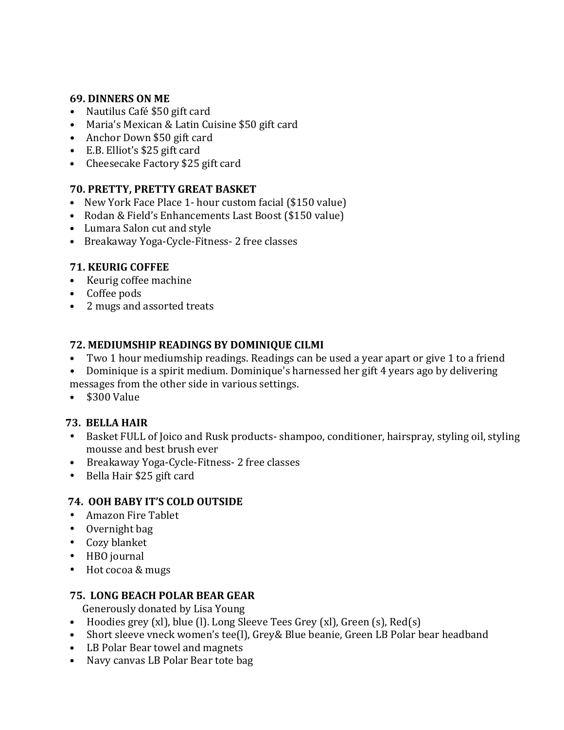**69. DINNERS ON ME**

- Nautilus Café $50 gift card
- Maria's Mexican & Latin Cuisine $50 gift card
- Anchor Down $50 gift card
- E.B. Elliot's $25 gift card
- Cheesecake Factory $25 gift card

**70. PRETTY, PRETTY GREAT BASKET**

- New York Face Place 1- hour custom facial ($150 value)
- Rodan & Field's Enhancements Last Boost ($150 value)
- Lumara Salon cut and style
- Breakaway Yoga-Cycle-Fitness- 2 free classes

**71. KEURIG COFFEE**

- Keurig coffee machine
- Coffee pods
- 2 mugs and assorted treats

**72. MEDIUMSHIP READINGS BY DOMINIQUE CILMI**

- Two 1 hour mediumship readings. Readings can be used a year apart or give 1 to a friend
- Dominique is a spirit medium. Dominique's harnessed her gift 4 years ago by delivering messages from the other side in various settings.
- $300 Value

**73. BELLA HAIR**

- Basket FULL of Joico and Rusk products- shampoo, conditioner, hairspray, styling oil, styling mousse and best brush ever
- Breakaway Yoga-Cycle-Fitness- 2 free classes
- Bella Hair $25 gift card

**74. OOH BABY IT'S COLD OUTSIDE**

- Amazon Fire Tablet
- Overnight bag
- Cozy blanket
- HBO journal
- Hot cocoa & mugs

**75. LONG BEACH POLAR BEAR GEAR**

Generously donated by Lisa Young

- Hoodies grey (xl), blue (l). Long Sleeve Tees Grey (xl), Green (s), Red(s)
- Short sleeve vneck women's tee(l), Grey& Blue beanie, Green LB Polar bear headband
- LB Polar Bear towel and magnets
- Navy canvas LB Polar Bear tote bag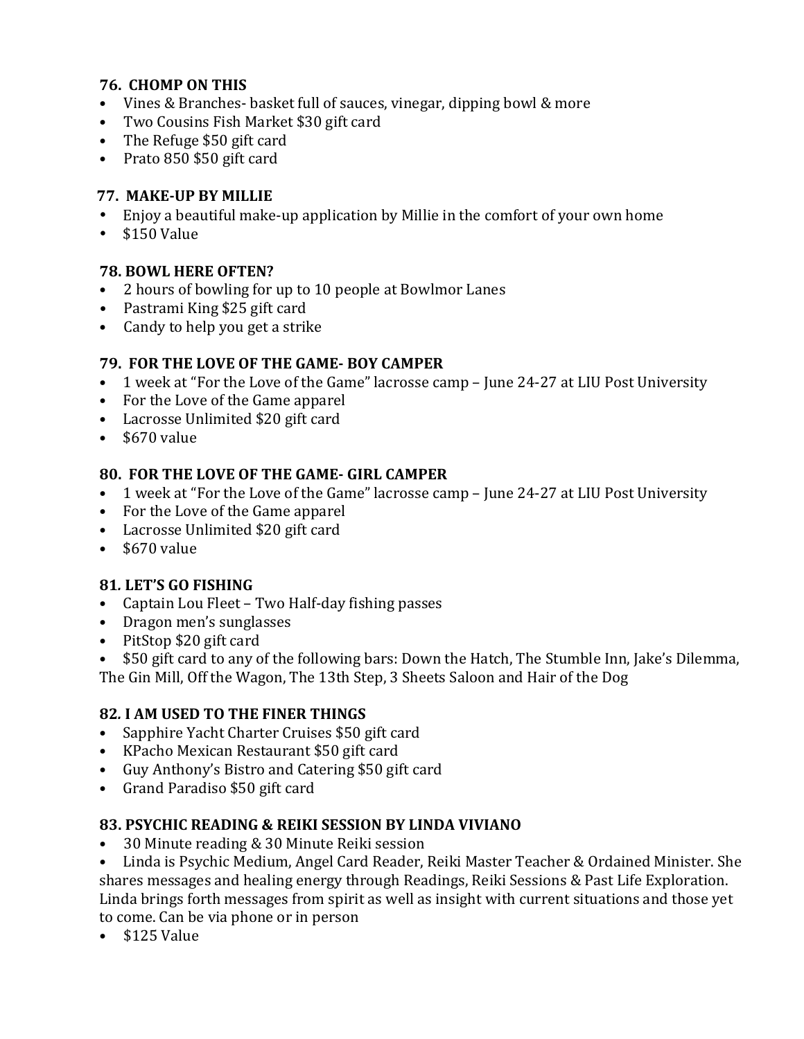**76. CHOMP ON THIS**

- Vines & Branches- basket full of sauces, vinegar, dipping bowl & more
- Two Cousins Fish Market $30 gift card
- The Refuge $50 gift card
- Prato 850 $50 gift card

**77. MAKE-UP BY MILLIE**

- Enjoy a beautiful make-up application by Millie in the comfort of your own home
- $150 Value

**78. BOWL HERE OFTEN?**

- 2 hours of bowling for up to 10 people at Bowlmor Lanes
- Pastrami King $25 gift card
- Candy to help you get a strike

**79. FOR THE LOVE OF THE GAME- BOY CAMPER**

- 1 week at "For the Love of the Game" lacrosse camp – June 24-27 at LIU Post University
- For the Love of the Game apparel
- Lacrosse Unlimited $20 gift card
- $670 value

**80. FOR THE LOVE OF THE GAME- GIRL CAMPER**

- 1 week at "For the Love of the Game" lacrosse camp – June 24-27 at LIU Post University
- For the Love of the Game apparel
- Lacrosse Unlimited $20 gift card
- $670 value

**81. LET'S GO FISHING**

- Captain Lou Fleet – Two Half-day fishing passes
- Dragon men's sunglasses
- PitStop $20 gift card
- $50 gift card to any of the following bars: Down the Hatch, The Stumble Inn, Jake's Dilemma, The Gin Mill, Off the Wagon, The 13th Step, 3 Sheets Saloon and Hair of the Dog

**82. I AM USED TO THE FINER THINGS**

- Sapphire Yacht Charter Cruises $50 gift card
- KPacho Mexican Restaurant $50 gift card
- Guy Anthony's Bistro and Catering $50 gift card
- Grand Paradiso $50 gift card

**83. PSYCHIC READING & REIKI SESSION BY LINDA VIVIANO**

- 30 Minute reading & 30 Minute Reiki session
- Linda is Psychic Medium, Angel Card Reader, Reiki Master Teacher & Ordained Minister. She shares messages and healing energy through Readings, Reiki Sessions & Past Life Exploration. Linda brings forth messages from spirit as well as insight with current situations and those yet to come. Can be via phone or in person
- $125 Value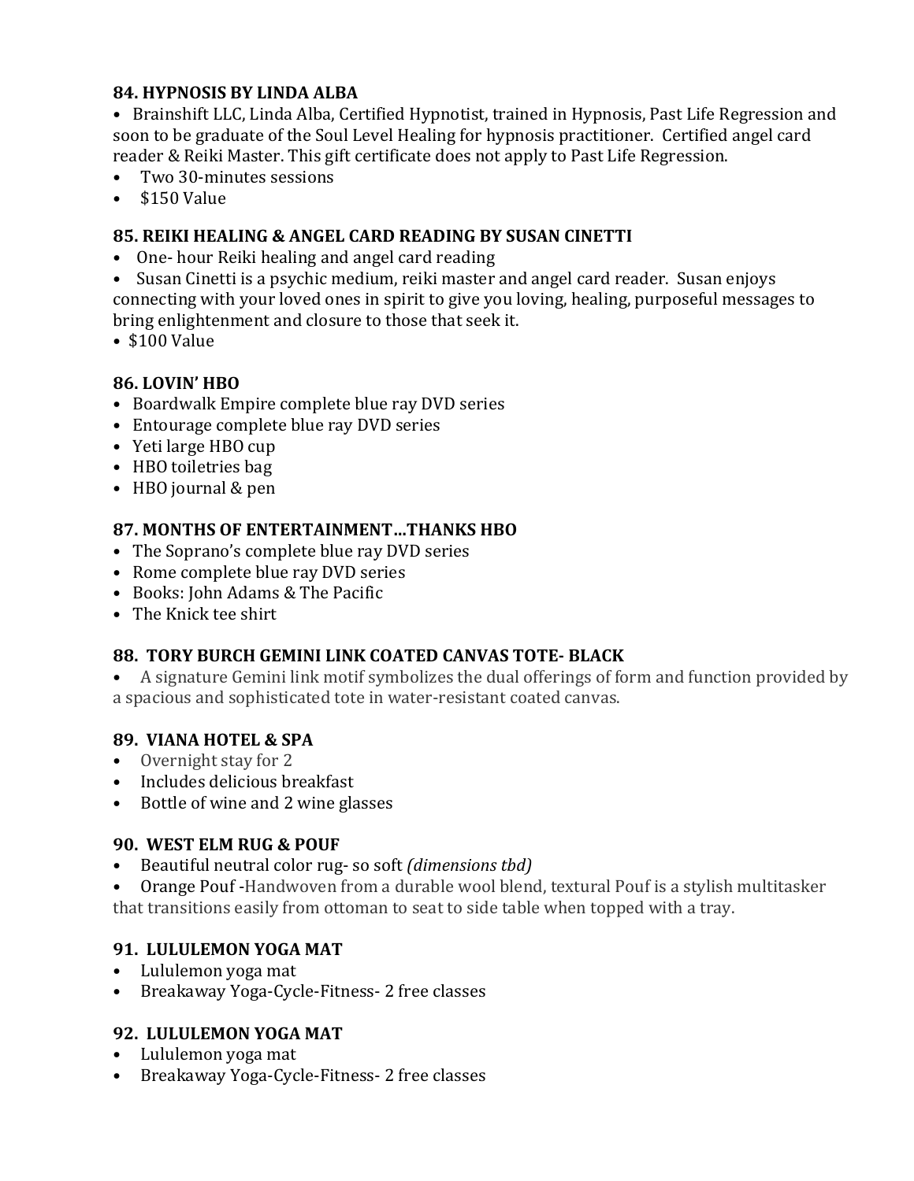### 84. HYPNOSIS BY LINDA ALBA

- Brainshift LLC, Linda Alba, Certified Hypnotist, trained in Hypnosis, Past Life Regression and soon to be graduate of the Soul Level Healing for hypnosis practitioner. Certified angel card reader & Reiki Master. This gift certificate does not apply to Past Life Regression.
- Two 30-minutes sessions
- $150 Value

### 85. REIKI HEALING & ANGEL CARD READING BY SUSAN CINETTI

- One- hour Reiki healing and angel card reading
- Susan Cinetti is a psychic medium, reiki master and angel card reader. Susan enjoys connecting with your loved ones in spirit to give you loving, healing, purposeful messages to bring enlightenment and closure to those that seek it.
- $100 Value

### 86. LOVIN' HBO

- Boardwalk Empire complete blue ray DVD series
- Entourage complete blue ray DVD series
- Yeti large HBO cup
- HBO toiletries bag
- HBO journal & pen

### 87. MONTHS OF ENTERTAINMENT…THANKS HBO

- The Soprano's complete blue ray DVD series
- Rome complete blue ray DVD series
- Books: John Adams & The Pacific
- The Knick tee shirt

### 88. TORY BURCH GEMINI LINK COATED CANVAS TOTE- BLACK

- A signature Gemini link motif symbolizes the dual offerings of form and function provided by a spacious and sophisticated tote in water-resistant coated canvas.

### 89. VIANA HOTEL & SPA

- Overnight stay for 2
- Includes delicious breakfast
- Bottle of wine and 2 wine glasses

### 90. WEST ELM RUG & POUF

- Beautiful neutral color rug- so soft *(dimensions tbd)*
- Orange Pouf -Handwoven from a durable wool blend, textural Pouf is a stylish multitasker that transitions easily from ottoman to seat to side table when topped with a tray.

### 91. LULULEMON YOGA MAT

- Lululemon yoga mat
- Breakaway Yoga-Cycle-Fitness- 2 free classes

### 92. LULULEMON YOGA MAT

- Lululemon yoga mat
- Breakaway Yoga-Cycle-Fitness- 2 free classes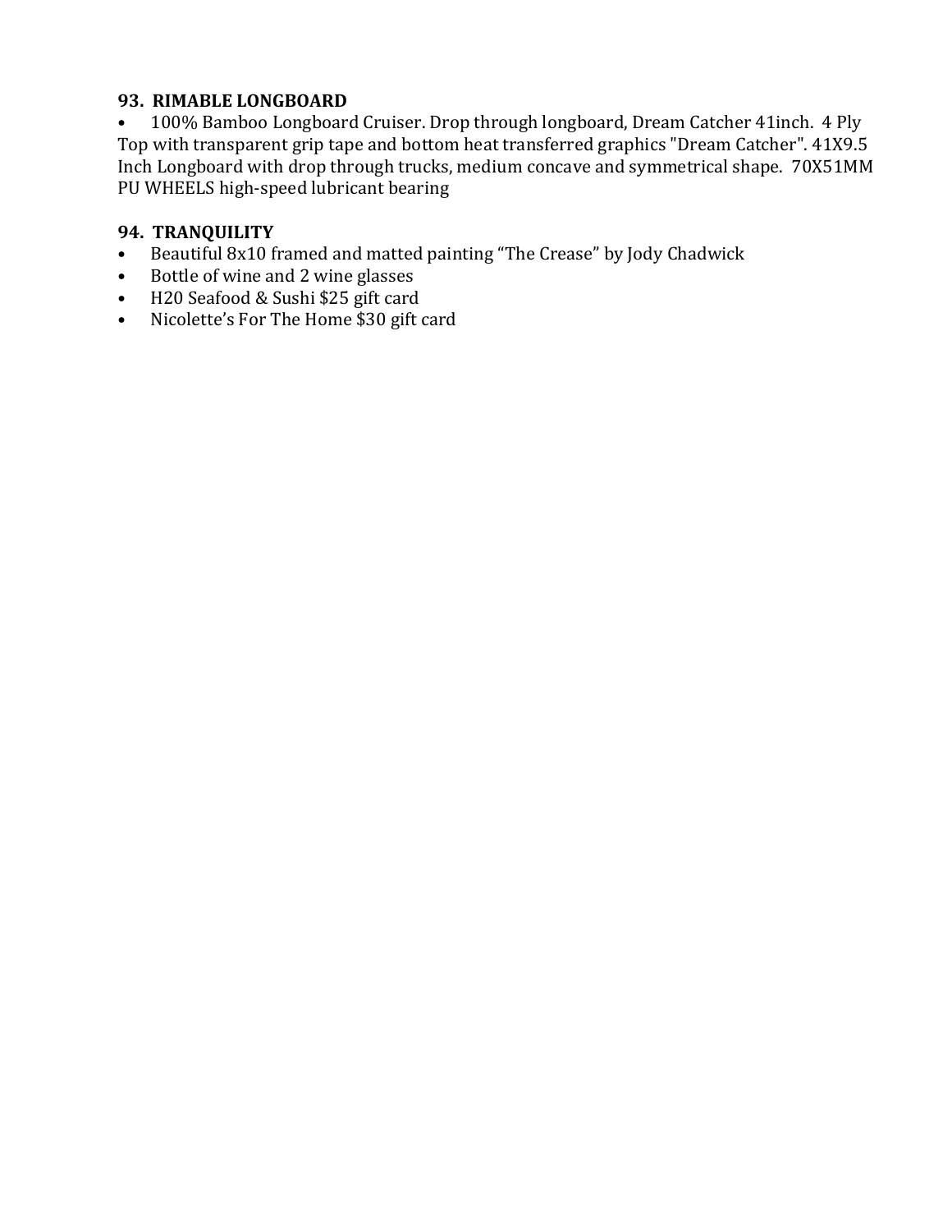**93. RIMABLE LONGBOARD**

- 100% Bamboo Longboard Cruiser. Drop through longboard, Dream Catcher 41inch. 4 Ply Top with transparent grip tape and bottom heat transferred graphics "Dream Catcher". 41X9.5 Inch Longboard with drop through trucks, medium concave and symmetrical shape. 70X51MM PU WHEELS high-speed lubricant bearing

**94. TRANQUILITY**

- Beautiful 8x10 framed and matted painting "The Crease" by Jody Chadwick
- Bottle of wine and 2 wine glasses
- H20 Seafood & Sushi $25 gift card
- Nicolette's For The Home $30 gift card